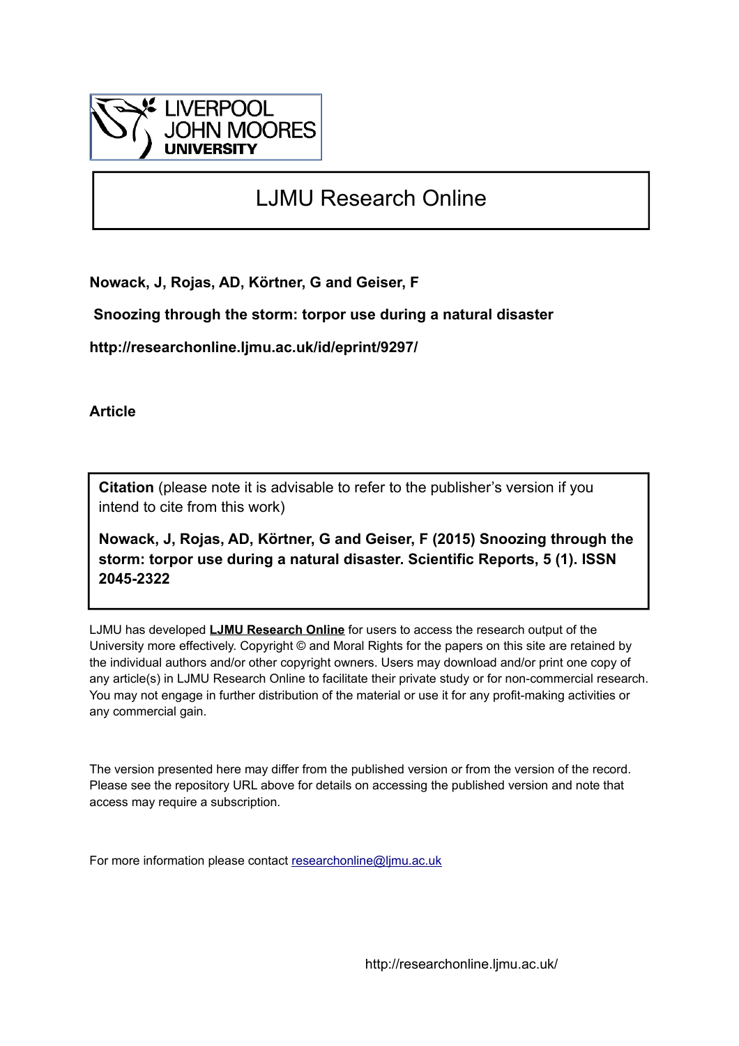LIVERPOOL JOHN MOORES UNIVERSITY

# LJMU Research Online

**Nowack, J, Rojas, AD, Körtner, G and Geiser, F**

**Snoozing through the storm: torpor use during a natural disaster**

**http://researchonline.ljmu.ac.uk/id/eprint/9297/**

**Article**

**Citation** (please note it is advisable to refer to the publisher's version if you intend to cite from this work)

**Nowack, J, Rojas, AD, Körtner, G and Geiser, F (2015) Snoozing through the storm: torpor use during a natural disaster. Scientific Reports, 5 (1). ISSN 2045-2322**

LJMU has developed **LJMU Research Online** for users to access the research output of the University more effectively. Copyright © and Moral Rights for the papers on this site are retained by the individual authors and/or other copyright owners. Users may download and/or print one copy of any article(s) in LJMU Research Online to facilitate their private study or for non-commercial research. You may not engage in further distribution of the material or use it for any profit-making activities or any commercial gain.

The version presented here may differ from the published version or from the version of the record. Please see the repository URL above for details on accessing the published version and note that access may require a subscription.

For more information please contact researchonline@ljmu.ac.uk

http://researchonline.ljmu.ac.uk/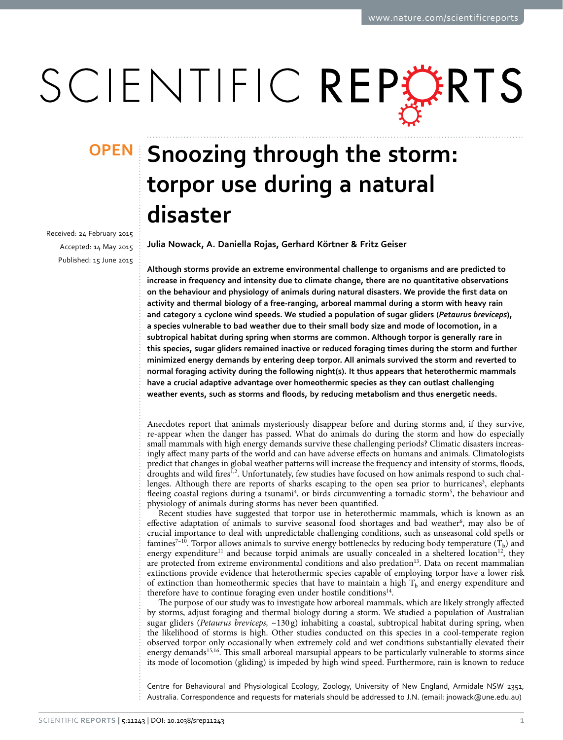# Snoozing through the storm: torpor use during a natural disaster

**OPEN**

Received: 24 February 2015
Accepted: 14 May 2015
Published: 15 June 2015

**Julia Nowack, A. Daniella Rojas, Gerhard Körtner & Fritz Geiser**

**Although storms provide an extreme environmental challenge to organisms and are predicted to increase in frequency and intensity due to climate change, there are no quantitative observations on the behaviour and physiology of animals during natural disasters. We provide the first data on activity and thermal biology of a free-ranging, arboreal mammal during a storm with heavy rain and category 1 cyclone wind speeds. We studied a population of sugar gliders (*Petaurus breviceps*), a species vulnerable to bad weather due to their small body size and mode of locomotion, in a subtropical habitat during spring when storms are common. Although torpor is generally rare in this species, sugar gliders remained inactive or reduced foraging times during the storm and further minimized energy demands by entering deep torpor. All animals survived the storm and reverted to normal foraging activity during the following night(s). It thus appears that heterothermic mammals have a crucial adaptive advantage over homeothermic species as they can outlast challenging weather events, such as storms and floods, by reducing metabolism and thus energetic needs.**

Anecdotes report that animals mysteriously disappear before and during storms and, if they survive, re-appear when the danger has passed. What do animals do during the storm and how do especially small mammals with high energy demands survive these challenging periods? Climatic disasters increasingly affect many parts of the world and can have adverse effects on humans and animals. Climatologists predict that changes in global weather patterns will increase the frequency and intensity of storms, floods, droughts and wild fires[1,2]. Unfortunately, few studies have focused on how animals respond to such challenges. Although there are reports of sharks escaping to the open sea prior to hurricanes[3], elephants fleeing coastal regions during a tsunami[4], or birds circumventing a tornadic storm[5], the behaviour and physiology of animals during storms has never been quantified.

Recent studies have suggested that torpor use in heterothermic mammals, which is known as an effective adaptation of animals to survive seasonal food shortages and bad weather[6], may also be of crucial importance to deal with unpredictable challenging conditions, such as unseasonal cold spells or famines[7–10]. Torpor allows animals to survive energy bottlenecks by reducing body temperature ($T_b$) and energy expenditure[11] and because torpid animals are usually concealed in a sheltered location[12], they are protected from extreme environmental conditions and also predation[13]. Data on recent mammalian extinctions provide evidence that heterothermic species capable of employing torpor have a lower risk of extinction than homeothermic species that have to maintain a high $T_b$ and energy expenditure and therefore have to continue foraging even under hostile conditions[14].

The purpose of our study was to investigate how arboreal mammals, which are likely strongly affected by storms, adjust foraging and thermal biology during a storm. We studied a population of Australian sugar gliders (*Petaurus breviceps*, ~130 g) inhabiting a coastal, subtropical habitat during spring, when the likelihood of storms is high. Other studies conducted on this species in a cool-temperate region observed torpor only occasionally when extremely cold and wet conditions substantially elevated their energy demands[15,16]. This small arboreal marsupial appears to be particularly vulnerable to storms since its mode of locomotion (gliding) is impeded by high wind speed. Furthermore, rain is known to reduce

Centre for Behavioural and Physiological Ecology, Zoology, University of New England, Armidale NSW 2351, Australia. Correspondence and requests for materials should be addressed to J.N. (email: jnowack@une.edu.au)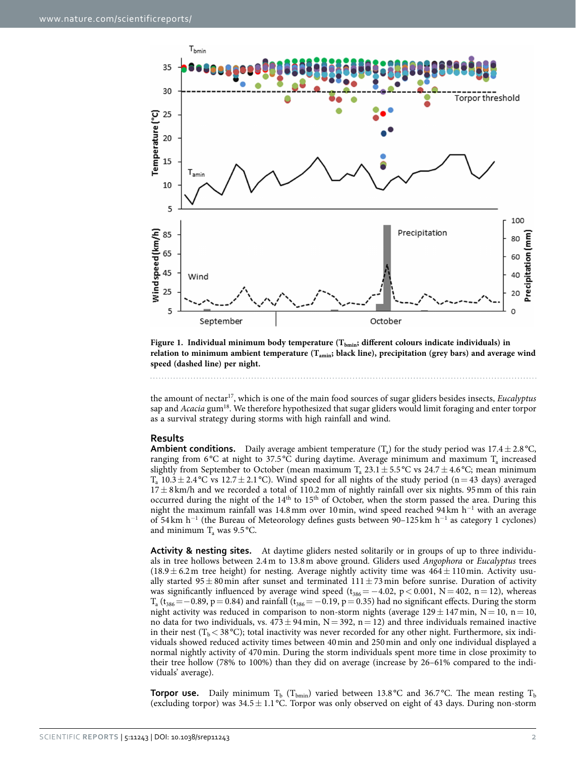**Figure 1. Individual minimum body temperature ($T_{bmin}$; different colours indicate individuals) in relation to minimum ambient temperature ($T_{amin}$; black line), precipitation (grey bars) and average wind speed (dashed line) per night.**

the amount of nectar[17], which is one of the main food sources of sugar gliders besides insects, *Eucalyptus* sap and *Acacia* gum[18]. We therefore hypothesized that sugar gliders would limit foraging and enter torpor as a survival strategy during storms with high rainfall and wind.

## Results

**Ambient conditions.** Daily average ambient temperature ($T_a$) for the study period was 17.4 ± 2.8 °C, ranging from 6 °C at night to 37.5 °C during daytime. Average minimum and maximum $T_a$ increased slightly from September to October (mean maximum $T_a$ 23.1 ± 5.5 °C vs 24.7 ± 4.6 °C; mean minimum $T_a$ 10.3 ± 2.4 °C vs 12.7 ± 2.1 °C). Wind speed for all nights of the study period (n = 43 days) averaged 17 ± 8 km/h and we recorded a total of 110.2 mm of nightly rainfall over six nights. 95 mm of this rain occurred during the night of the 14th to 15th of October, when the storm passed the area. During this night the maximum rainfall was 14.8 mm over 10 min, wind speed reached 94 km h$^{-1}$ with an average of 54 km h$^{-1}$ (the Bureau of Meteorology defines gusts between 90–125 km h$^{-1}$ as category 1 cyclones) and minimum $T_a$ was 9.5 °C.

**Activity & nesting sites.** At daytime gliders nested solitarily or in groups of up to three individuals in tree hollows between 2.4 m to 13.8 m above ground. Gliders used *Angophora* or *Eucalyptus* trees (18.9 ± 6.2 m tree height) for nesting. Average nightly activity time was 464 ± 110 min. Activity usually started 95 ± 80 min after sunset and terminated 111 ± 73 min before sunrise. Duration of activity was significantly influenced by average wind speed ($t_{386} = -4.02$, $p < 0.001$, N = 402, n = 12), whereas $T_a$ ($t_{386} = -0.89$, p = 0.84) and rainfall ($t_{386} = -0.19$, p = 0.35) had no significant effects. During the storm night activity was reduced in comparison to non-storm nights (average 129 ± 147 min, N = 10, n = 10, no data for two individuals, vs. 473 ± 94 min, N = 392, n = 12) and three individuals remained inactive in their nest ($T_b$ < 38 °C); total inactivity was never recorded for any other night. Furthermore, six individuals showed reduced activity times between 40 min and 250 min and only one individual displayed a normal nightly activity of 470 min. During the storm individuals spent more time in close proximity to their tree hollow (78% to 100%) than they did on average (increase by 26–61% compared to the individuals' average).

**Torpor use.** Daily minimum $T_b$ ($T_{bmin}$) varied between 13.8 °C and 36.7 °C. The mean resting $T_b$ (excluding torpor) was 34.5 ± 1.1 °C. Torpor was only observed on eight of 43 days. During non-storm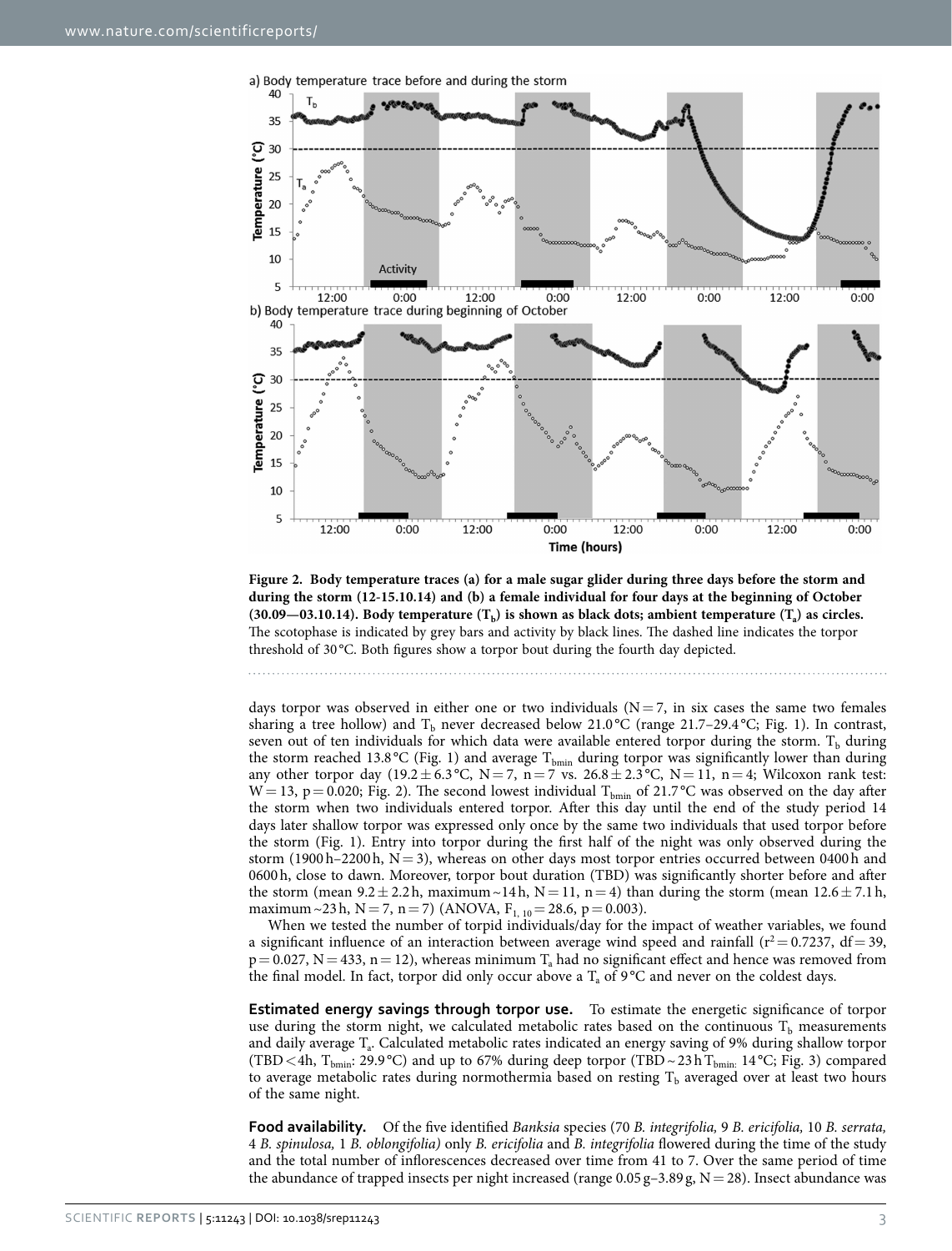**Figure 2. Body temperature traces (a) for a male sugar glider during three days before the storm and during the storm (12-15.10.14) and (b) a female individual for four days at the beginning of October (30.09—03.10.14). Body temperature ($T_b$) is shown as black dots; ambient temperature ($T_a$) as circles.** The scotophase is indicated by grey bars and activity by black lines. The dashed line indicates the torpor threshold of 30 °C. Both figures show a torpor bout during the fourth day depicted.

days torpor was observed in either one or two individuals (N = 7, in six cases the same two females sharing a tree hollow) and $T_b$ never decreased below 21.0 °C (range 21.7–29.4 °C; Fig. 1). In contrast, seven out of ten individuals for which data were available entered torpor during the storm. $T_b$ during the storm reached 13.8 °C (Fig. 1) and average $T_{bmin}$ during torpor was significantly lower than during any other torpor day (19.2 ± 6.3 °C, N = 7, n = 7 vs. 26.8 ± 2.3 °C, N = 11, n = 4; Wilcoxon rank test: W = 13, p = 0.020; Fig. 2). The second lowest individual $T_{bmin}$ of 21.7 °C was observed on the day after the storm when two individuals entered torpor. After this day until the end of the study period 14 days later shallow torpor was expressed only once by the same two individuals that used torpor before the storm (Fig. 1). Entry into torpor during the first half of the night was only observed during the storm (1900 h–2200 h, N = 3), whereas on other days most torpor entries occurred between 0400 h and 0600 h, close to dawn. Moreover, torpor bout duration (TBD) was significantly shorter before and after the storm (mean 9.2 ± 2.2 h, maximum ~14 h, N = 11, n = 4) than during the storm (mean 12.6 ± 7.1 h, maximum ~23 h, N = 7, n = 7) (ANOVA, $F_{1, 10}$ = 28.6, p = 0.003).

When we tested the number of torpid individuals/day for the impact of weather variables, we found a significant influence of an interaction between average wind speed and rainfall ($r^2$ = 0.7237, df = 39, p = 0.027, N = 433, n = 12), whereas minimum $T_a$ had no significant effect and hence was removed from the final model. In fact, torpor did only occur above a $T_a$ of 9 °C and never on the coldest days.

**Estimated energy savings through torpor use.** To estimate the energetic significance of torpor use during the storm night, we calculated metabolic rates based on the continuous $T_b$ measurements and daily average $T_a$. Calculated metabolic rates indicated an energy saving of 9% during shallow torpor (TBD < 4h, $T_{bmin}$: 29.9 °C) and up to 67% during deep torpor (TBD ~ 23 h $T_{bmin:}$ 14 °C; Fig. 3) compared to average metabolic rates during normothermia based on resting $T_b$ averaged over at least two hours of the same night.

**Food availability.** Of the five identified *Banksia* species (70 *B. integrifolia,* 9 *B. ericifolia,* 10 *B. serrata,* 4 *B. spinulosa,* 1 *B. oblongifolia)* only *B. ericifolia* and *B. integrifolia* flowered during the time of the study and the total number of inflorescences decreased over time from 41 to 7. Over the same period of time the abundance of trapped insects per night increased (range 0.05 g–3.89 g, N = 28). Insect abundance was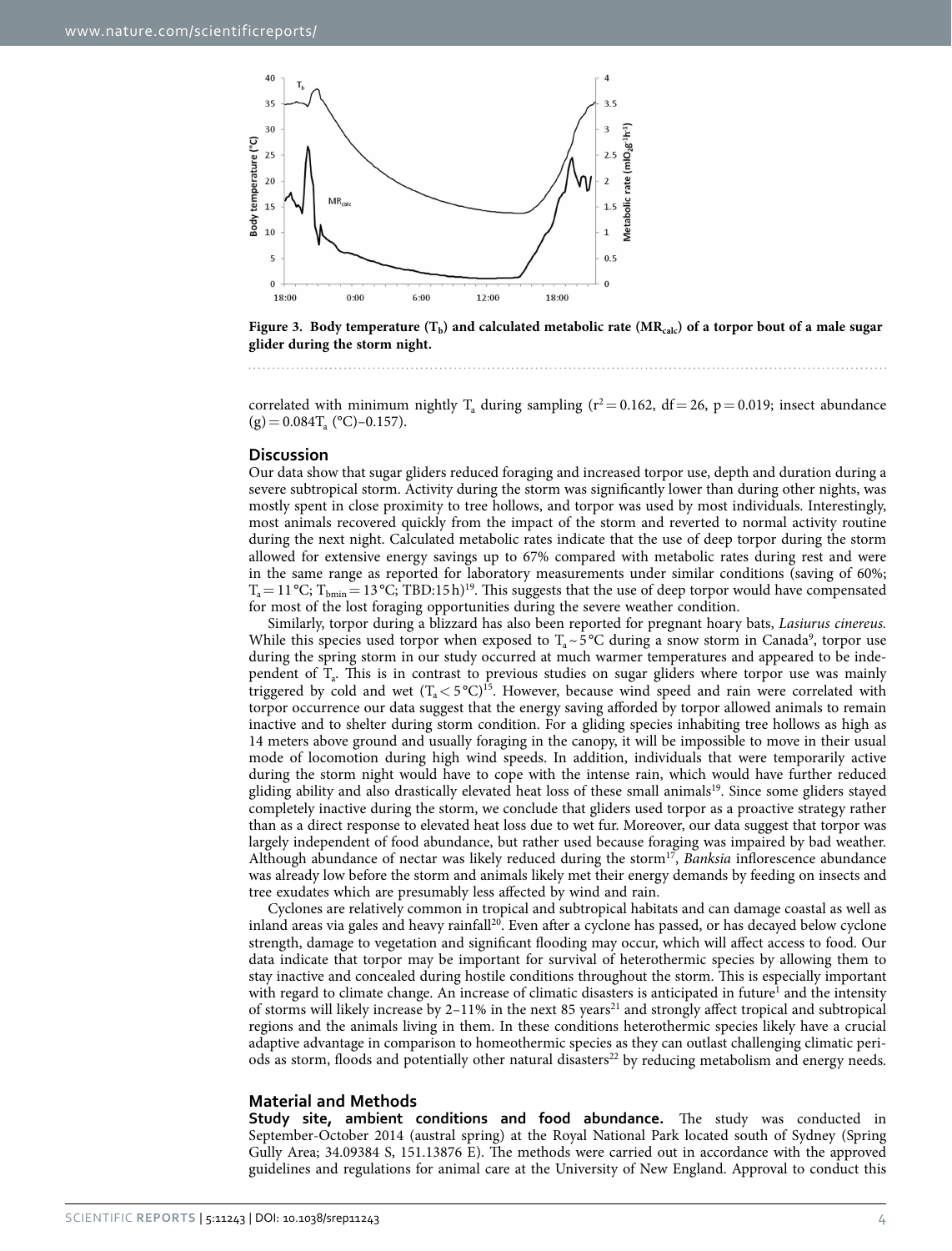**Figure 3. Body temperature ($T_b$) and calculated metabolic rate ($MR_{calc}$) of a torpor bout of a male sugar glider during the storm night.**

correlated with minimum nightly $T_a$ during sampling ($r^2 = 0.162$, df = 26, p = 0.019; insect abundance (g) = 0.084$T_a$ (°C)–0.157).

## Discussion

Our data show that sugar gliders reduced foraging and increased torpor use, depth and duration during a severe subtropical storm. Activity during the storm was significantly lower than during other nights, was mostly spent in close proximity to tree hollows, and torpor was used by most individuals. Interestingly, most animals recovered quickly from the impact of the storm and reverted to normal activity routine during the next night. Calculated metabolic rates indicate that the use of deep torpor during the storm allowed for extensive energy savings up to 67% compared with metabolic rates during rest and were in the same range as reported for laboratory measurements under similar conditions (saving of 60%; $T_a = 11$ °C; $T_{bmin} = 13$ °C; TBD:15 h)[19]. This suggests that the use of deep torpor would have compensated for most of the lost foraging opportunities during the severe weather condition.

Similarly, torpor during a blizzard has also been reported for pregnant hoary bats, *Lasiurus cinereus.* While this species used torpor when exposed to $T_a \sim 5$ °C during a snow storm in Canada[9], torpor use during the spring storm in our study occurred at much warmer temperatures and appeared to be independent of $T_a$. This is in contrast to previous studies on sugar gliders where torpor use was mainly triggered by cold and wet ($T_a < 5$ °C)[15]. However, because wind speed and rain were correlated with torpor occurrence our data suggest that the energy saving afforded by torpor allowed animals to remain inactive and to shelter during storm condition. For a gliding species inhabiting tree hollows as high as 14 meters above ground and usually foraging in the canopy, it will be impossible to move in their usual mode of locomotion during high wind speeds. In addition, individuals that were temporarily active during the storm night would have to cope with the intense rain, which would have further reduced gliding ability and also drastically elevated heat loss of these small animals[19]. Since some gliders stayed completely inactive during the storm, we conclude that gliders used torpor as a proactive strategy rather than as a direct response to elevated heat loss due to wet fur. Moreover, our data suggest that torpor was largely independent of food abundance, but rather used because foraging was impaired by bad weather. Although abundance of nectar was likely reduced during the storm[17], *Banksia* inflorescence abundance was already low before the storm and animals likely met their energy demands by feeding on insects and tree exudates which are presumably less affected by wind and rain.

Cyclones are relatively common in tropical and subtropical habitats and can damage coastal as well as inland areas via gales and heavy rainfall[20]. Even after a cyclone has passed, or has decayed below cyclone strength, damage to vegetation and significant flooding may occur, which will affect access to food. Our data indicate that torpor may be important for survival of heterothermic species by allowing them to stay inactive and concealed during hostile conditions throughout the storm. This is especially important with regard to climate change. An increase of climatic disasters is anticipated in future[1] and the intensity of storms will likely increase by 2–11% in the next 85 years[21] and strongly affect tropical and subtropical regions and the animals living in them. In these conditions heterothermic species likely have a crucial adaptive advantage in comparison to homeothermic species as they can outlast challenging climatic periods as storm, floods and potentially other natural disasters[22] by reducing metabolism and energy needs.

## Material and Methods

**Study site, ambient conditions and food abundance.** The study was conducted in September-October 2014 (austral spring) at the Royal National Park located south of Sydney (Spring Gully Area; 34.09384 S, 151.13876 E). The methods were carried out in accordance with the approved guidelines and regulations for animal care at the University of New England. Approval to conduct this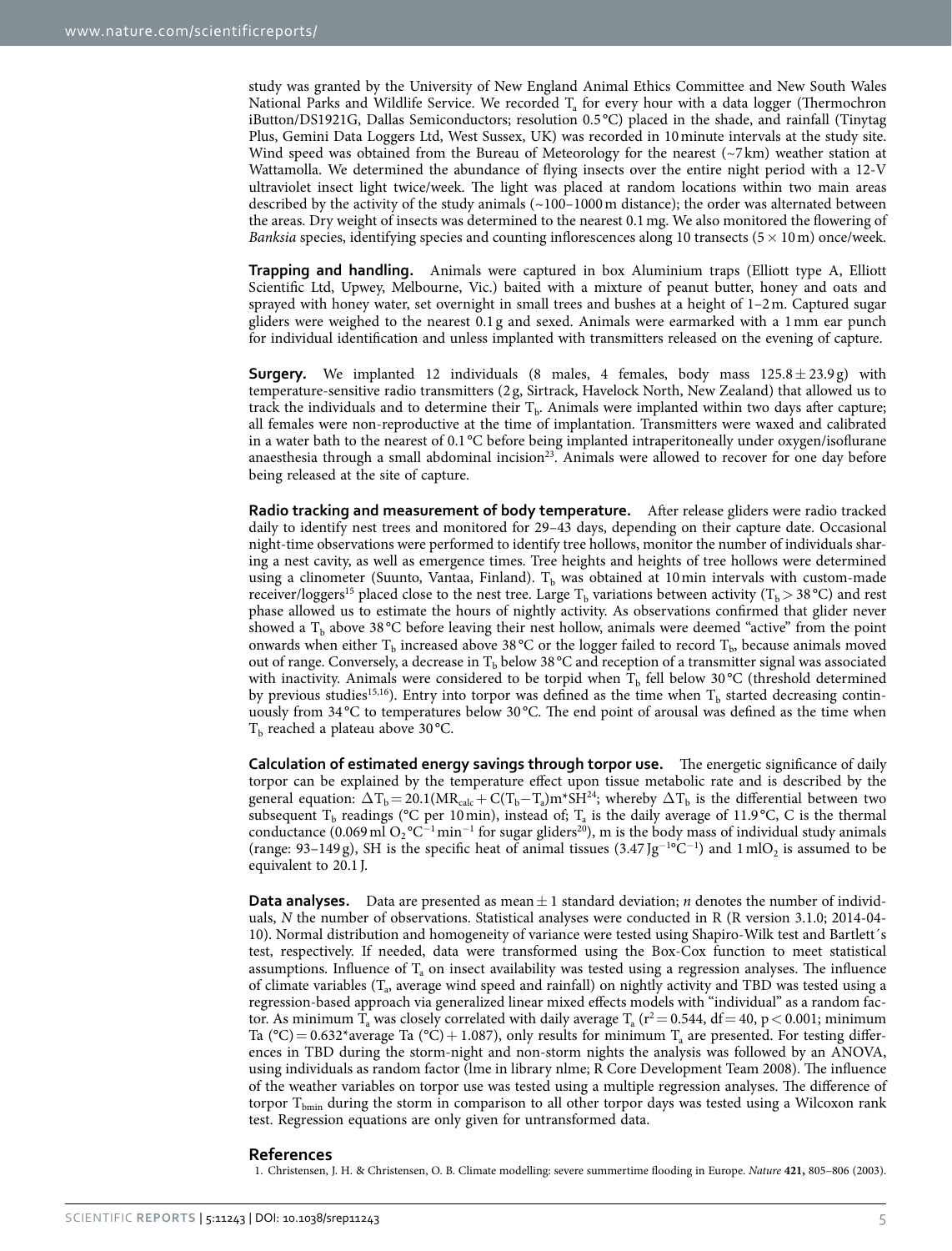study was granted by the University of New England Animal Ethics Committee and New South Wales National Parks and Wildlife Service. We recorded $T_a$ for every hour with a data logger (Thermochron iButton/DS1921G, Dallas Semiconductors; resolution 0.5 °C) placed in the shade, and rainfall (Tinytag Plus, Gemini Data Loggers Ltd, West Sussex, UK) was recorded in 10 minute intervals at the study site. Wind speed was obtained from the Bureau of Meteorology for the nearest (~7 km) weather station at Wattamolla. We determined the abundance of flying insects over the entire night period with a 12-V ultraviolet insect light twice/week. The light was placed at random locations within two main areas described by the activity of the study animals (~100–1000 m distance); the order was alternated between the areas. Dry weight of insects was determined to the nearest 0.1 mg. We also monitored the flowering of *Banksia* species, identifying species and counting inflorescences along 10 transects (5 × 10 m) once/week.

**Trapping and handling.** Animals were captured in box Aluminium traps (Elliott type A, Elliott Scientific Ltd, Upwey, Melbourne, Vic.) baited with a mixture of peanut butter, honey and oats and sprayed with honey water, set overnight in small trees and bushes at a height of 1–2 m. Captured sugar gliders were weighed to the nearest 0.1 g and sexed. Animals were earmarked with a 1 mm ear punch for individual identification and unless implanted with transmitters released on the evening of capture.

**Surgery.** We implanted 12 individuals (8 males, 4 females, body mass 125.8 ± 23.9 g) with temperature-sensitive radio transmitters (2 g, Sirtrack, Havelock North, New Zealand) that allowed us to track the individuals and to determine their $T_b$. Animals were implanted within two days after capture; all females were non-reproductive at the time of implantation. Transmitters were waxed and calibrated in a water bath to the nearest of 0.1 °C before being implanted intraperitoneally under oxygen/isoflurane anaesthesia through a small abdominal incision[23]. Animals were allowed to recover for one day before being released at the site of capture.

**Radio tracking and measurement of body temperature.** After release gliders were radio tracked daily to identify nest trees and monitored for 29–43 days, depending on their capture date. Occasional night-time observations were performed to identify tree hollows, monitor the number of individuals sharing a nest cavity, as well as emergence times. Tree heights and heights of tree hollows were determined using a clinometer (Suunto, Vantaa, Finland). $T_b$ was obtained at 10 min intervals with custom-made receiver/loggers[15] placed close to the nest tree. Large $T_b$ variations between activity ($T_b > 38$ °C) and rest phase allowed us to estimate the hours of nightly activity. As observations confirmed that glider never showed a $T_b$ above 38 °C before leaving their nest hollow, animals were deemed "active" from the point onwards when either $T_b$ increased above 38 °C or the logger failed to record $T_b$, because animals moved out of range. Conversely, a decrease in $T_b$ below 38 °C and reception of a transmitter signal was associated with inactivity. Animals were considered to be torpid when $T_b$ fell below 30 °C (threshold determined by previous studies[15,16]). Entry into torpor was defined as the time when $T_b$ started decreasing continuously from 34 °C to temperatures below 30 °C. The end point of arousal was defined as the time when $T_b$ reached a plateau above 30 °C.

**Calculation of estimated energy savings through torpor use.** The energetic significance of daily torpor can be explained by the temperature effect upon tissue metabolic rate and is described by the general equation: $\Delta T_b = 20.1(MR_{calc} + C(T_b - T_a)m{*}SH$[24]; whereby $\Delta T_b$ is the differential between two subsequent $T_b$ readings (°C per 10 min), instead of; $T_a$ is the daily average of 11.9 °C, C is the thermal conductance (0.069 ml $O_2$ °$C^{-1}$ $min^{-1}$ for sugar gliders[20]), m is the body mass of individual study animals (range: 93–149 g), SH is the specific heat of animal tissues (3.47 J$g^{-1}$°$C^{-1}$) and 1 ml$O_2$ is assumed to be equivalent to 20.1 J.

**Data analyses.** Data are presented as mean ± 1 standard deviation; *n* denotes the number of individuals, *N* the number of observations. Statistical analyses were conducted in R (R version 3.1.0; 2014-04-10). Normal distribution and homogeneity of variance were tested using Shapiro-Wilk test and Bartlett´s test, respectively. If needed, data were transformed using the Box-Cox function to meet statistical assumptions. Influence of $T_a$ on insect availability was tested using a regression analyses. The influence of climate variables ($T_a$, average wind speed and rainfall) on nightly activity and TBD was tested using a regression-based approach via generalized linear mixed effects models with "individual" as a random factor. As minimum $T_a$ was closely correlated with daily average $T_a$ ($r^2 = 0.544$, df = 40, $p < 0.001$; minimum Ta (°C) = 0.632*average Ta (°C) + 1.087), only results for minimum $T_a$ are presented. For testing differences in TBD during the storm-night and non-storm nights the analysis was followed by an ANOVA, using individuals as random factor (lme in library nlme; R Core Development Team 2008). The influence of the weather variables on torpor use was tested using a multiple regression analyses. The difference of torpor $T_{bmin}$ during the storm in comparison to all other torpor days was tested using a Wilcoxon rank test. Regression equations are only given for untransformed data.

## References

1. Christensen, J. H. & Christensen, O. B. Climate modelling: severe summertime flooding in Europe. *Nature* **421,** 805–806 (2003).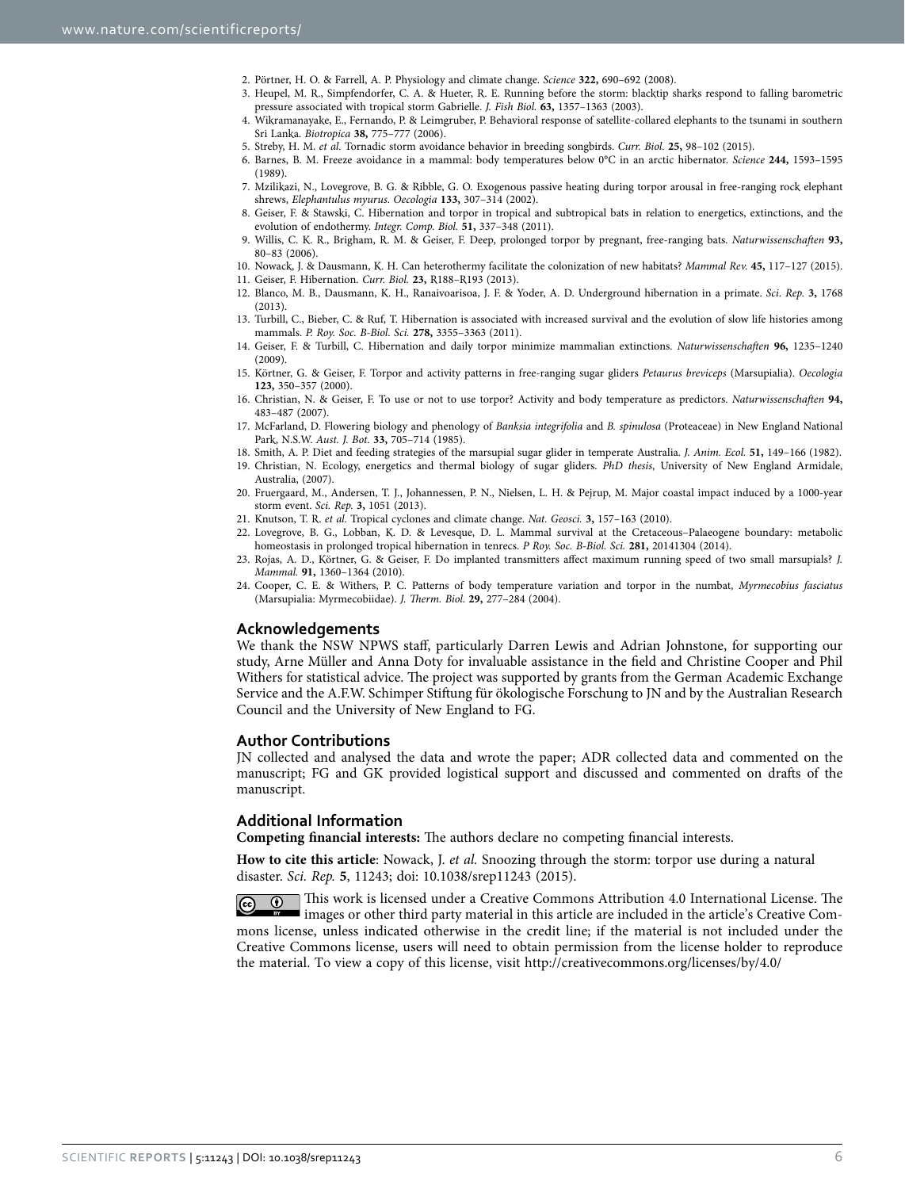2. Pörtner, H. O. & Farrell, A. P. Physiology and climate change. *Science* **322,** 690–692 (2008).
3. Heupel, M. R., Simpfendorfer, C. A. & Hueter, R. E. Running before the storm: blacktip sharks respond to falling barometric pressure associated with tropical storm Gabrielle. *J. Fish Biol.* **63,** 1357–1363 (2003).
4. Wikramanayake, E., Fernando, P. & Leimgruber, P. Behavioral response of satellite-collared elephants to the tsunami in southern Sri Lanka. *Biotropica* **38,** 775–777 (2006).
5. Streby, H. M. *et al.* Tornadic storm avoidance behavior in breeding songbirds. *Curr. Biol.* **25,** 98–102 (2015).
6. Barnes, B. M. Freeze avoidance in a mammal: body temperatures below 0°C in an arctic hibernator. *Science* **244,** 1593–1595 (1989).
7. Mzilikazi, N., Lovegrove, B. G. & Ribble, G. O. Exogenous passive heating during torpor arousal in free-ranging rock elephant shrews, *Elephantulus myurus*. *Oecologia* **133,** 307–314 (2002).
8. Geiser, F. & Stawski, C. Hibernation and torpor in tropical and subtropical bats in relation to energetics, extinctions, and the evolution of endothermy. *Integr. Comp. Biol.* **51,** 337–348 (2011).
9. Willis, C. K. R., Brigham, R. M. & Geiser, F. Deep, prolonged torpor by pregnant, free-ranging bats. *Naturwissenschaften* **93,** 80–83 (2006).
10. Nowack, J. & Dausmann, K. H. Can heterothermy facilitate the colonization of new habitats? *Mammal Rev.* **45,** 117–127 (2015).
11. Geiser, F. Hibernation. *Curr. Biol.* **23,** R188–R193 (2013).
12. Blanco, M. B., Dausmann, K. H., Ranaivoarisoa, J. F. & Yoder, A. D. Underground hibernation in a primate. *Sci. Rep.* **3,** 1768 (2013).
13. Turbill, C., Bieber, C. & Ruf, T. Hibernation is associated with increased survival and the evolution of slow life histories among mammals. *P. Roy. Soc. B-Biol. Sci.* **278,** 3355–3363 (2011).
14. Geiser, F. & Turbill, C. Hibernation and daily torpor minimize mammalian extinctions. *Naturwissenschaften* **96,** 1235–1240 (2009).
15. Körtner, G. & Geiser, F. Torpor and activity patterns in free-ranging sugar gliders *Petaurus breviceps* (Marsupialia). *Oecologia* **123,** 350–357 (2000).
16. Christian, N. & Geiser, F. To use or not to use torpor? Activity and body temperature as predictors. *Naturwissenschaften* **94,** 483–487 (2007).
17. McFarland, D. Flowering biology and phenology of *Banksia integrifolia* and *B. spinulosa* (Proteaceae) in New England National Park, N.S.W. *Aust. J. Bot.* **33,** 705–714 (1985).
18. Smith, A. P. Diet and feeding strategies of the marsupial sugar glider in temperate Australia. *J. Anim. Ecol.* **51,** 149–166 (1982).
19. Christian, N. Ecology, energetics and thermal biology of sugar gliders. *PhD thesis*, University of New England Armidale, Australia, (2007).
20. Fruergaard, M., Andersen, T. J., Johannessen, P. N., Nielsen, L. H. & Pejrup, M. Major coastal impact induced by a 1000-year storm event. *Sci. Rep.* **3,** 1051 (2013).
21. Knutson, T. R. *et al.* Tropical cyclones and climate change. *Nat. Geosci.* **3,** 157–163 (2010).
22. Lovegrove, B. G., Lobban, K. D. & Levesque, D. L. Mammal survival at the Cretaceous–Palaeogene boundary: metabolic homeostasis in prolonged tropical hibernation in tenrecs. *P Roy. Soc. B-Biol. Sci.* **281,** 20141304 (2014).
23. Rojas, A. D., Körtner, G. & Geiser, F. Do implanted transmitters affect maximum running speed of two small marsupials? *J. Mammal.* **91,** 1360–1364 (2010).
24. Cooper, C. E. & Withers, P. C. Patterns of body temperature variation and torpor in the numbat, *Myrmecobius fasciatus* (Marsupialia: Myrmecobiidae). *J. Therm. Biol.* **29,** 277–284 (2004).

## Acknowledgements

We thank the NSW NPWS staff, particularly Darren Lewis and Adrian Johnstone, for supporting our study, Arne Müller and Anna Doty for invaluable assistance in the field and Christine Cooper and Phil Withers for statistical advice. The project was supported by grants from the German Academic Exchange Service and the A.F.W. Schimper Stiftung für ökologische Forschung to JN and by the Australian Research Council and the University of New England to FG.

## Author Contributions

JN collected and analysed the data and wrote the paper; ADR collected data and commented on the manuscript; FG and GK provided logistical support and discussed and commented on drafts of the manuscript.

## Additional Information

**Competing financial interests:** The authors declare no competing financial interests.

**How to cite this article**: Nowack, J. *et al.* Snoozing through the storm: torpor use during a natural disaster. *Sci. Rep.* **5**, 11243; doi: 10.1038/srep11243 (2015).

This work is licensed under a Creative Commons Attribution 4.0 International License. The images or other third party material in this article are included in the article's Creative Commons license, unless indicated otherwise in the credit line; if the material is not included under the Creative Commons license, users will need to obtain permission from the license holder to reproduce the material. To view a copy of this license, visit http://creativecommons.org/licenses/by/4.0/